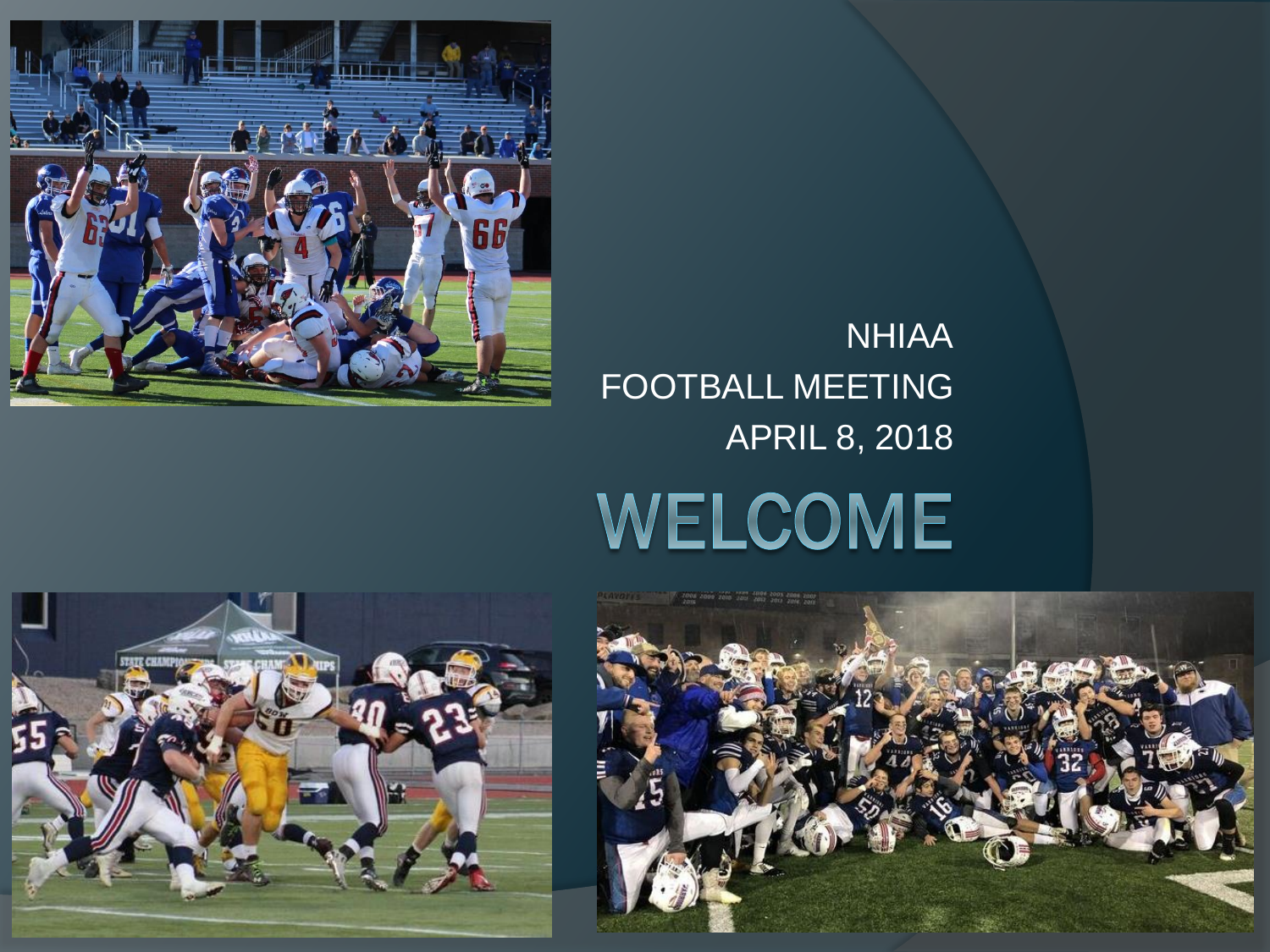NHIAA

FOOTBALL MEETING

APRIL 8, 2018

# WELCOME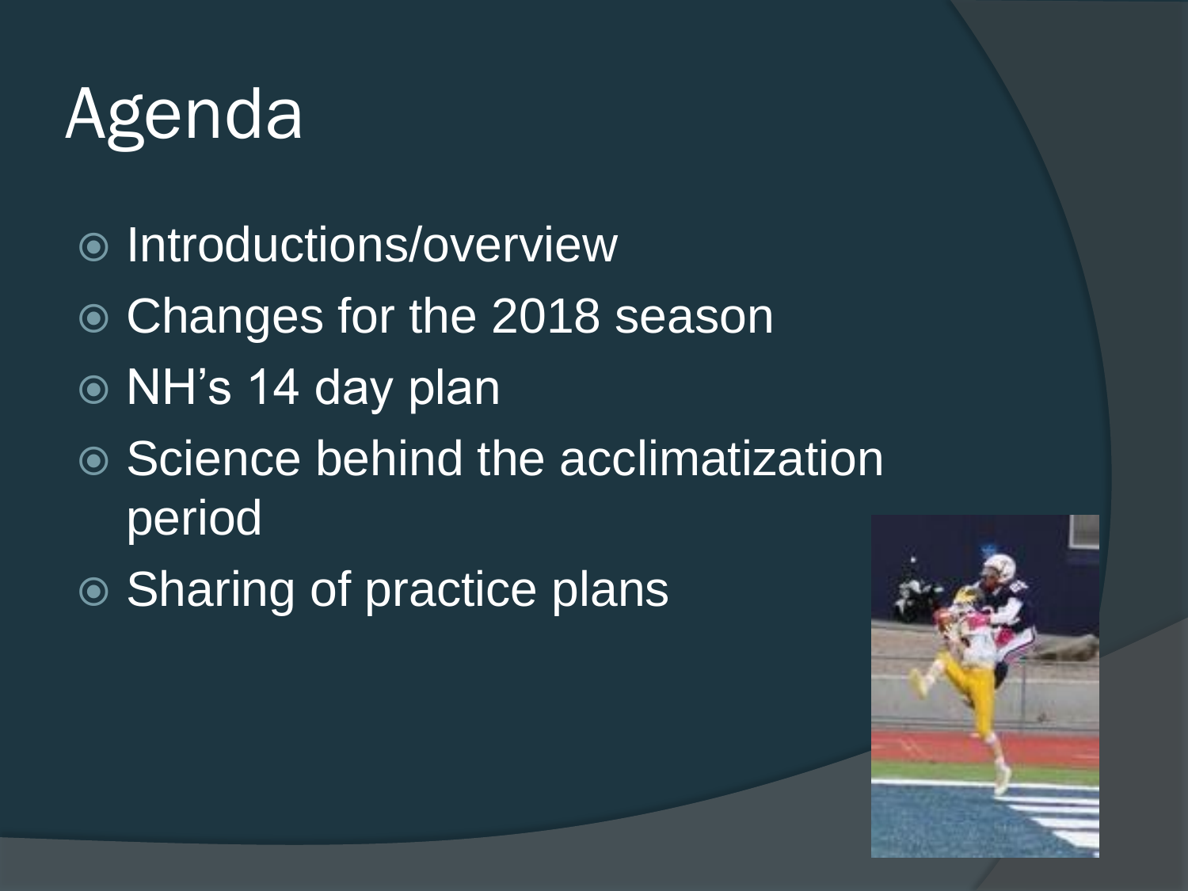# Agenda

- Introductions/overview
- Changes for the 2018 season
- NH's 14 day plan
- Science behind the acclimatization period
- Sharing of practice plans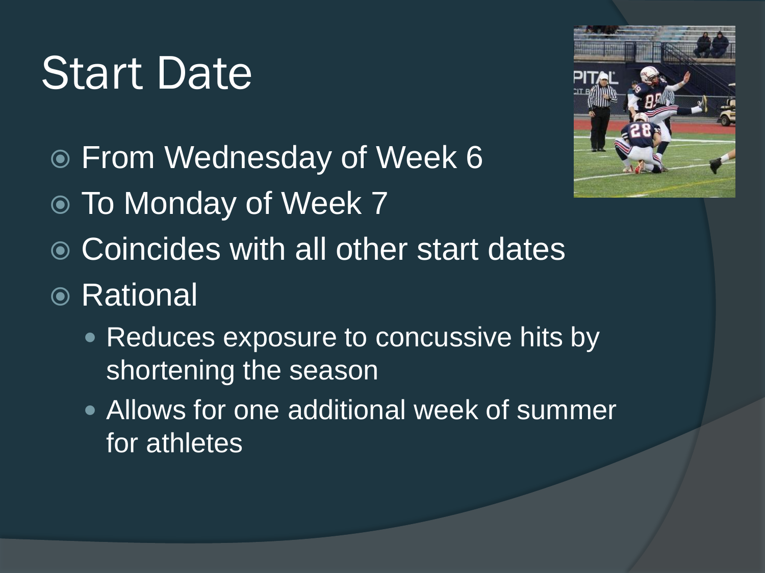# Start Date

- From Wednesday of Week 6
- To Monday of Week 7
- Coincides with all other start dates
- Rational
  - Reduces exposure to concussive hits by shortening the season
  - Allows for one additional week of summer for athletes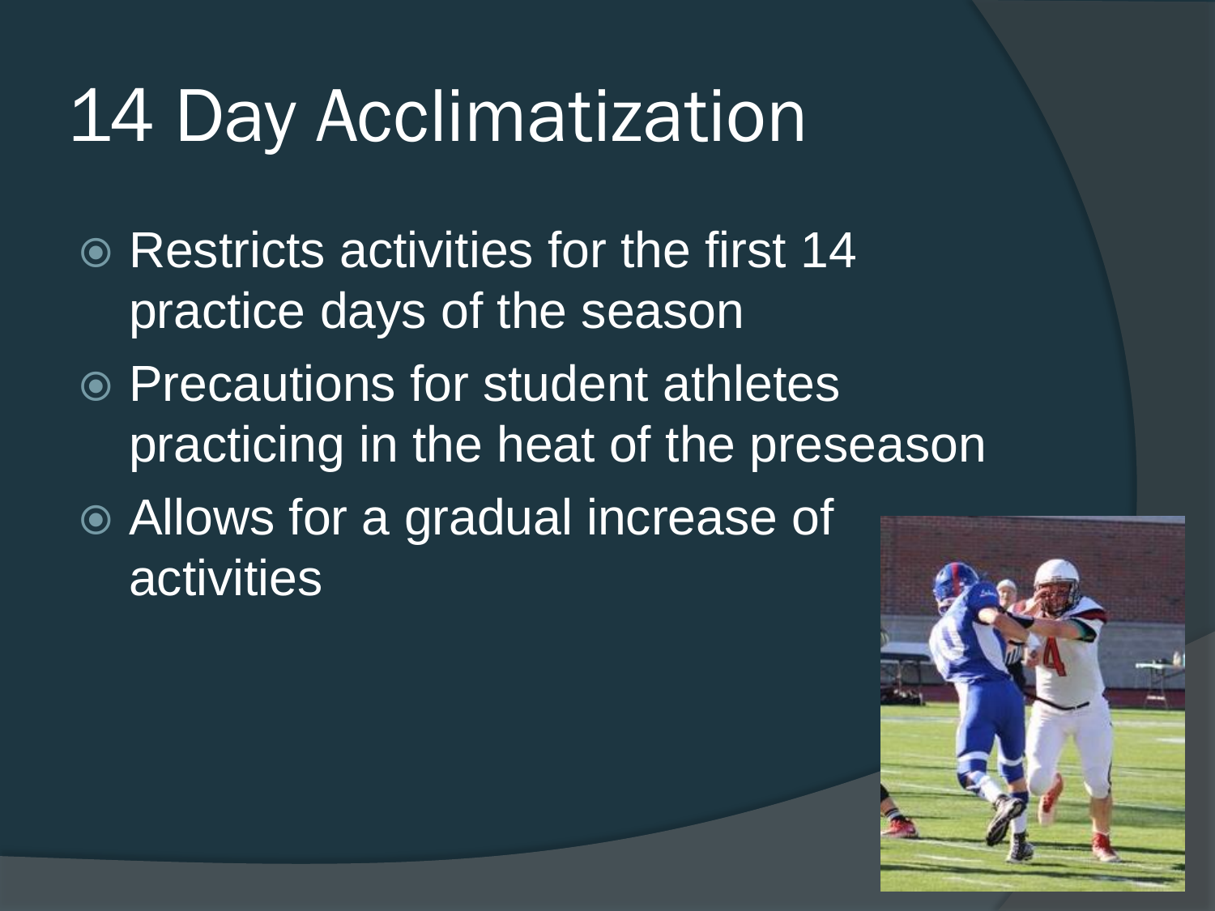# 14 Day Acclimatization

- Restricts activities for the first 14 practice days of the season
- Precautions for student athletes practicing in the heat of the preseason
- Allows for a gradual increase of activities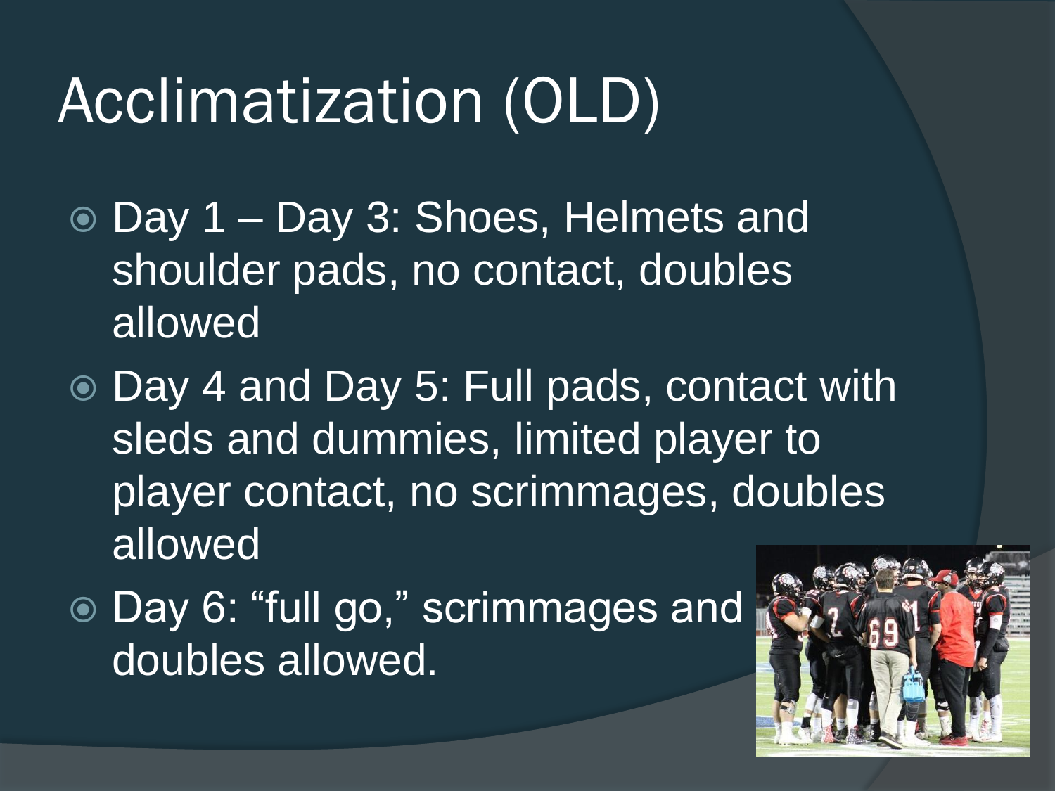# Acclimatization (OLD)

- Day 1 – Day 3: Shoes, Helmets and shoulder pads, no contact, doubles allowed
- Day 4 and Day 5: Full pads, contact with sleds and dummies, limited player to player contact, no scrimmages, doubles allowed
- Day 6: "full go," scrimmages and doubles allowed.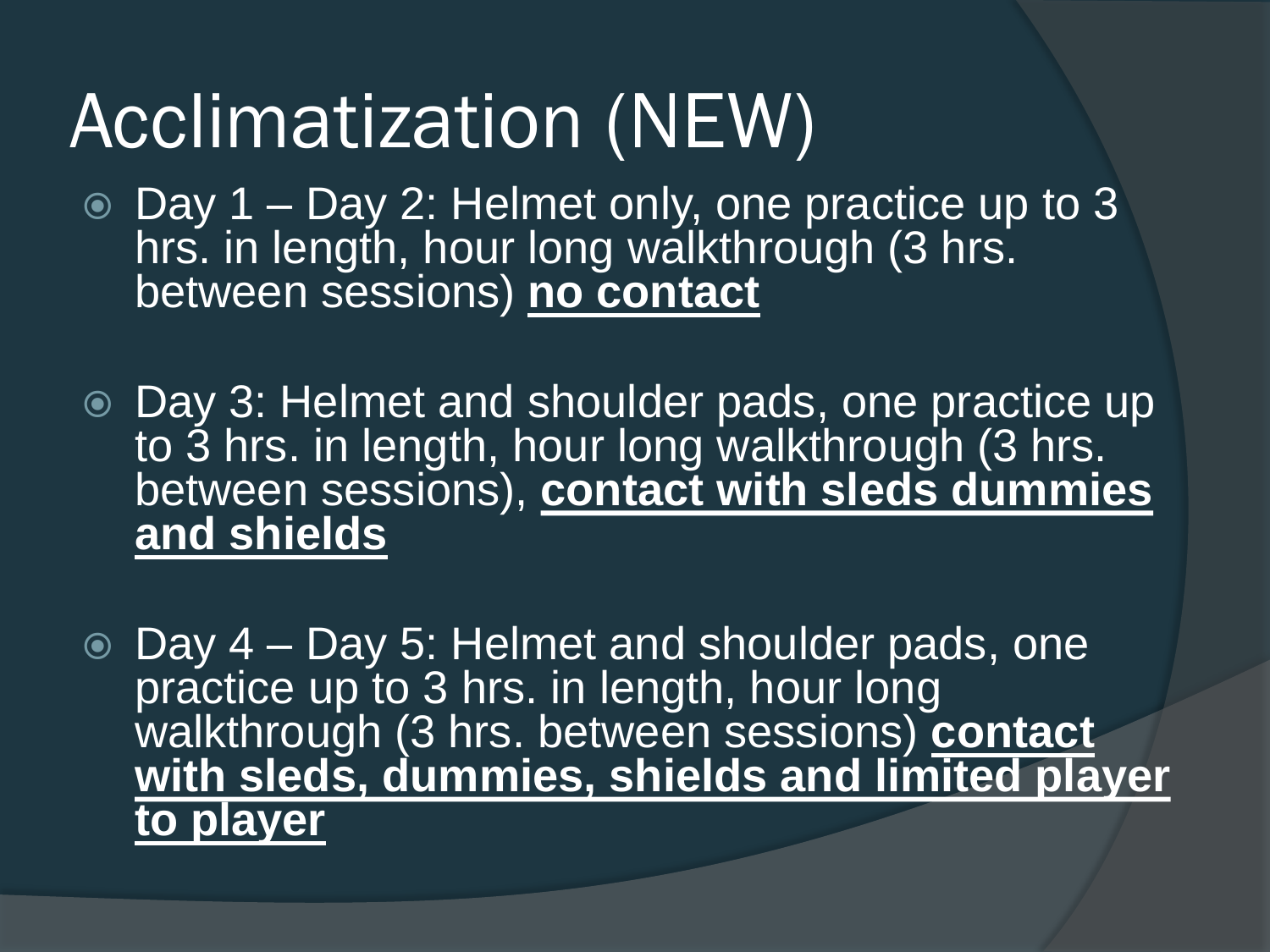# Acclimatization (NEW)

- Day 1 – Day 2: Helmet only, one practice up to 3 hrs. in length, hour long walkthrough (3 hrs. between sessions) **no contact**

- Day 3: Helmet and shoulder pads, one practice up to 3 hrs. in length, hour long walkthrough (3 hrs. between sessions), **contact with sleds dummies and shields**

- Day 4 – Day 5: Helmet and shoulder pads, one practice up to 3 hrs. in length, hour long walkthrough (3 hrs. between sessions) **contact with sleds, dummies, shields and limited player to player**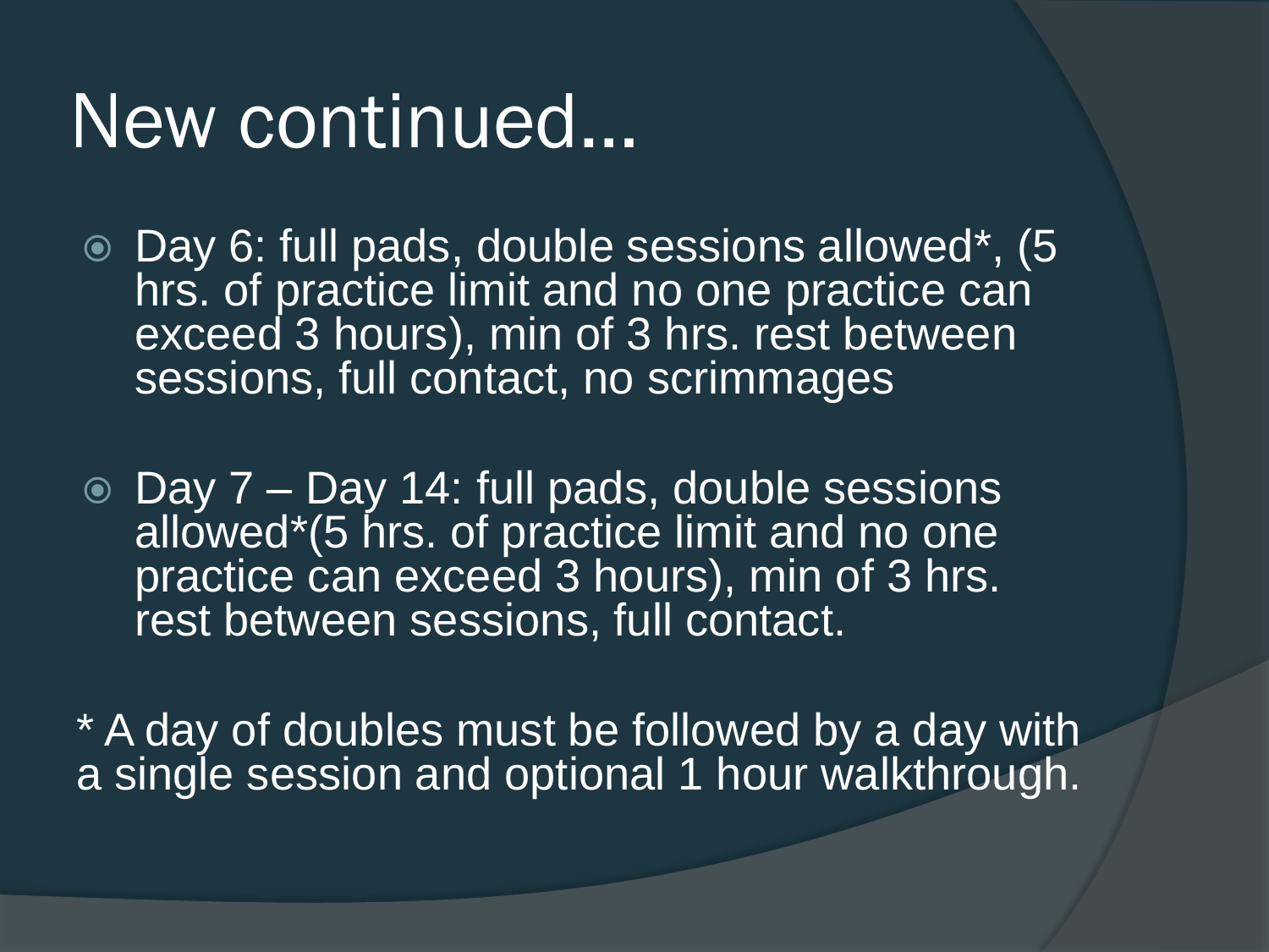# New continued…

- Day 6: full pads, double sessions allowed*, (5 hrs. of practice limit and no one practice can exceed 3 hours), min of 3 hrs. rest between sessions, full contact, no scrimmages

- Day 7 – Day 14: full pads, double sessions allowed*(5 hrs. of practice limit and no one practice can exceed 3 hours), min of 3 hrs. rest between sessions, full contact.

* A day of doubles must be followed by a day with a single session and optional 1 hour walkthrough.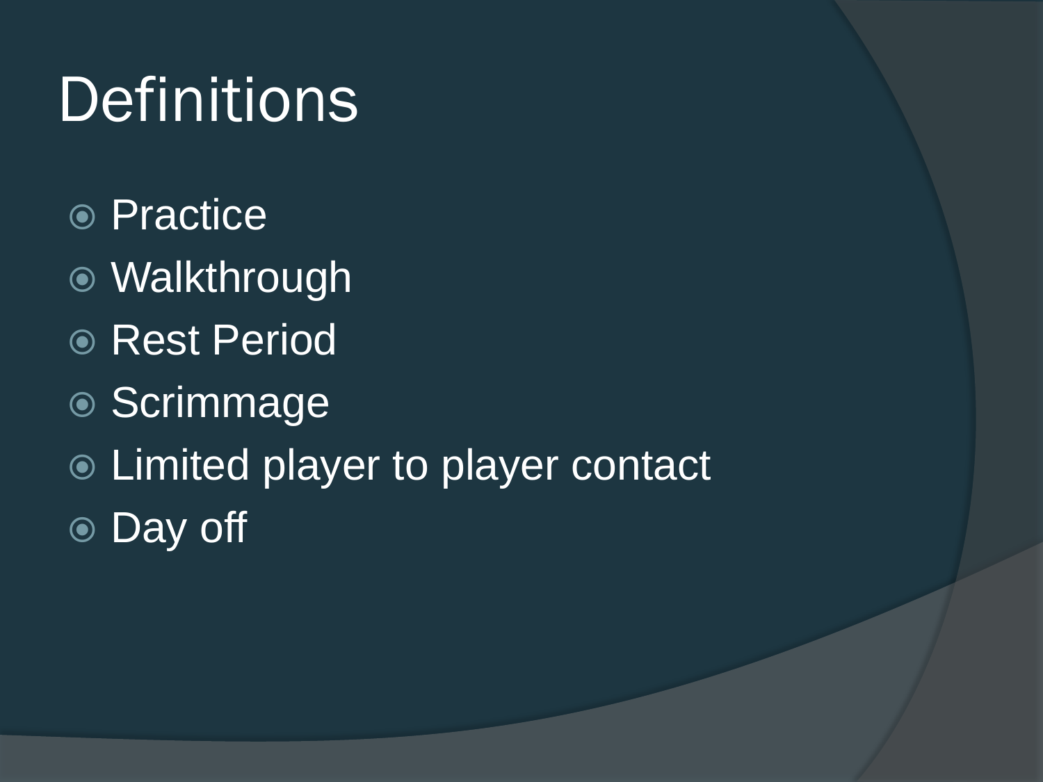# Definitions

- Practice
- Walkthrough
- Rest Period
- Scrimmage
- Limited player to player contact
- Day off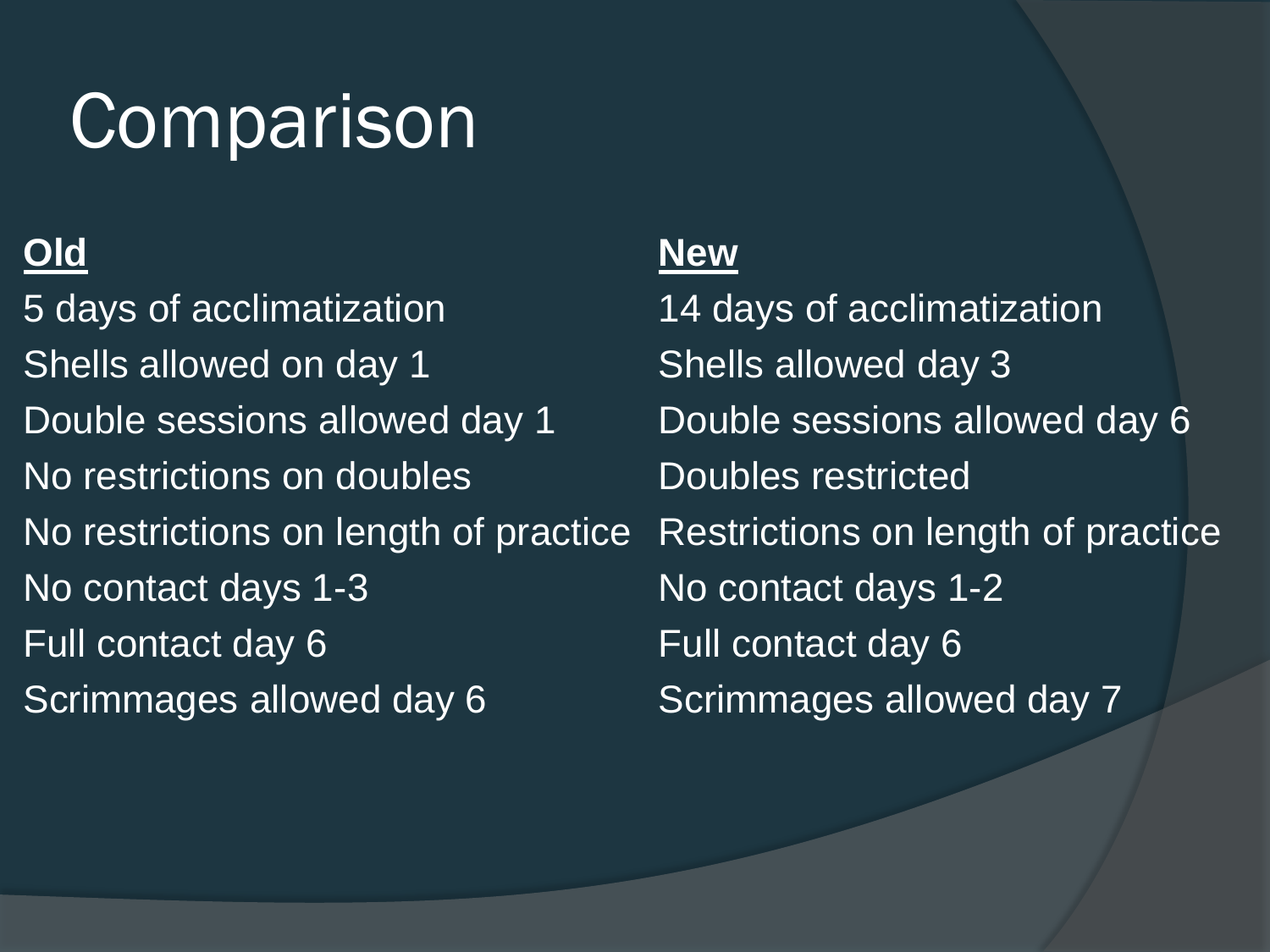# Comparison

| Old | New |
| --- | --- |
| 5 days of acclimatization | 14 days of acclimatization |
| Shells allowed on day 1 | Shells allowed day 3 |
| Double sessions allowed day 1 | Double sessions allowed day 6 |
| No restrictions on doubles | Doubles restricted |
| No restrictions on length of practice | Restrictions on length of practice |
| No contact days 1-3 | No contact days 1-2 |
| Full contact day 6 | Full contact day 6 |
| Scrimmages allowed day 6 | Scrimmages allowed day 7 |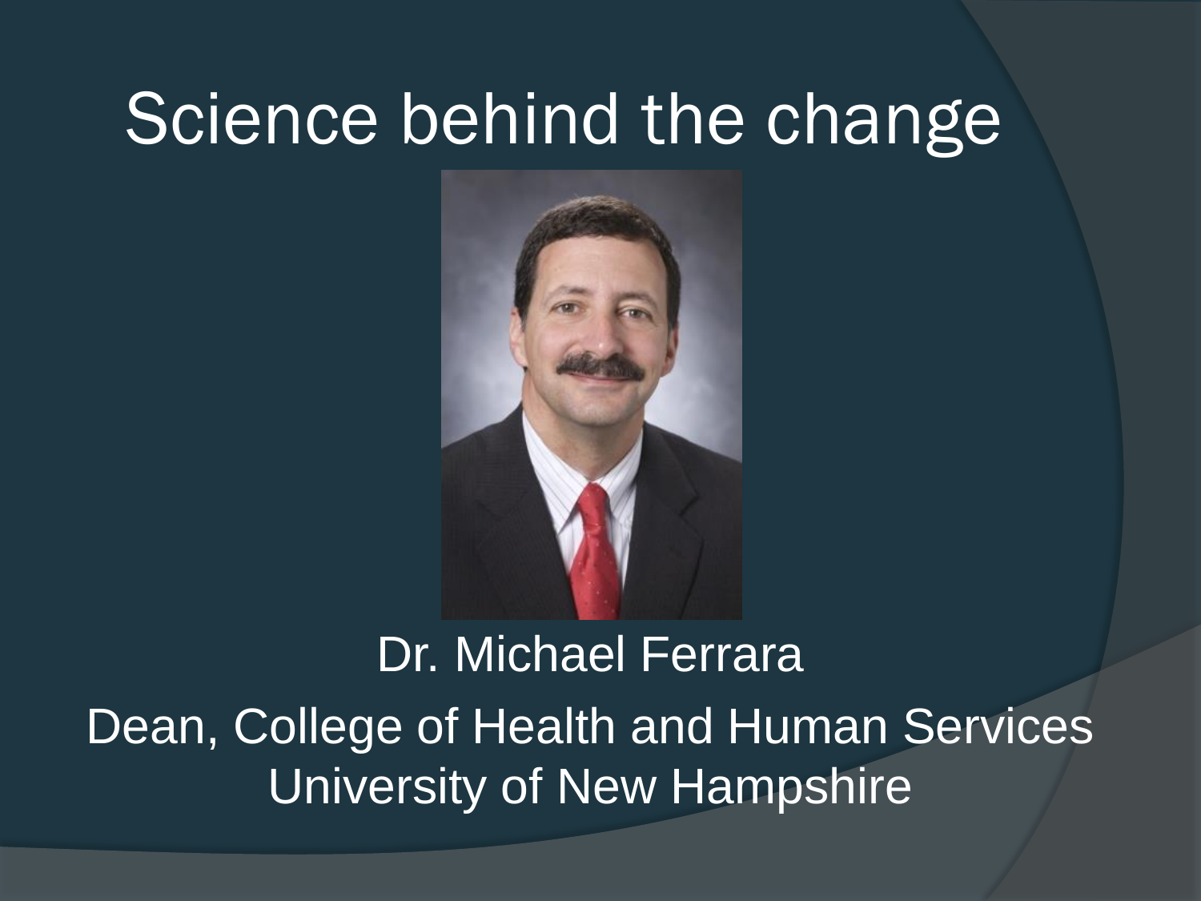# Science behind the change

Dr. Michael Ferrara

Dean, College of Health and Human Services
University of New Hampshire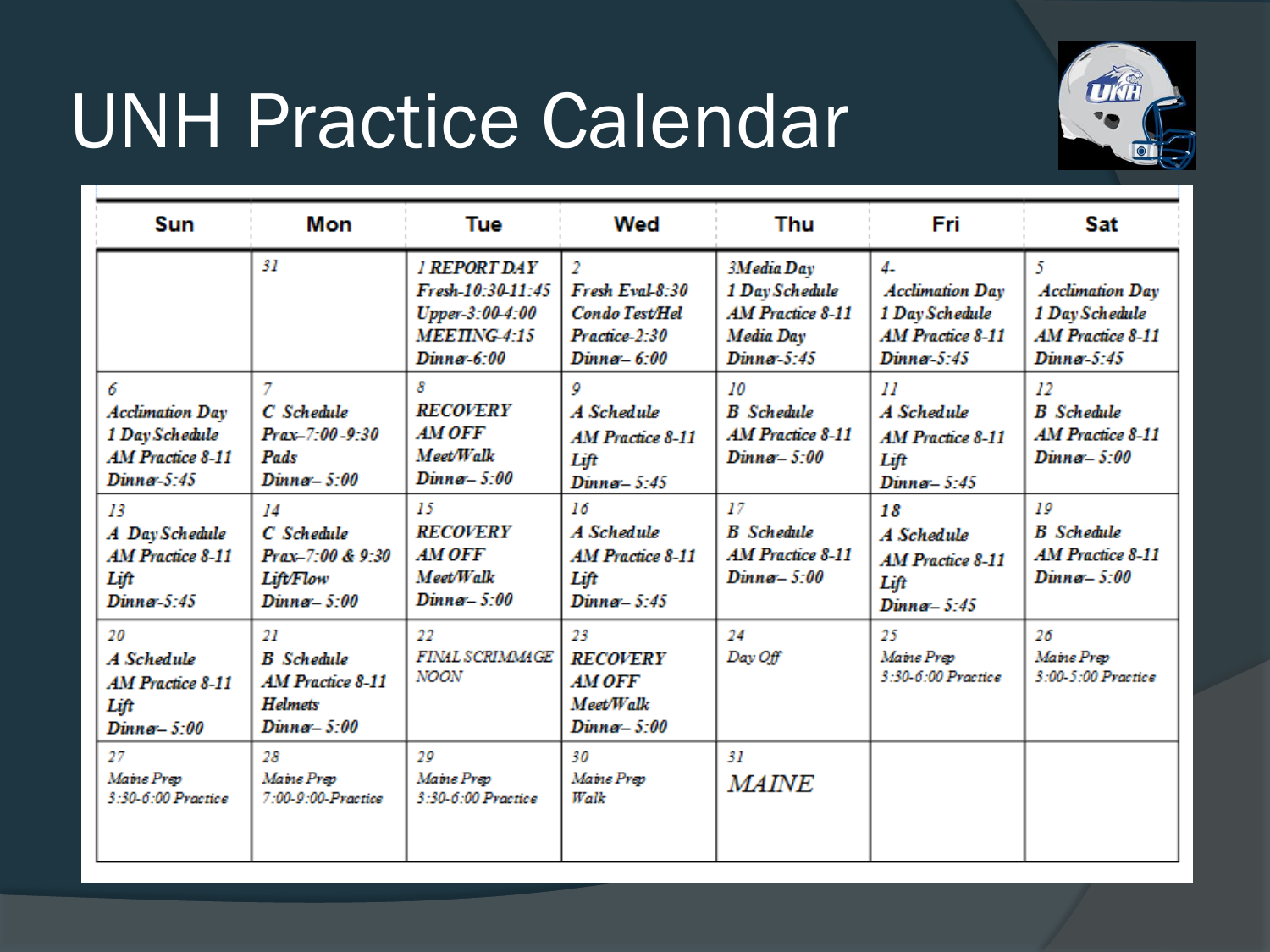# UNH Practice Calendar

| Sun | Mon | Tue | Wed | Thu | Fri | Sat |
|---|---|---|---|---|---|---|
| | 31 | 1 REPORT DAY<br>Fresh-10:30-11:45<br>Upper-3:00-4:00<br>MEETING-4:15<br>Dinner-6:00 | 2<br>Fresh Eval-8:30<br>Condo Test/Hel<br>Practice-2:30<br>Dinner– 6:00 | 3Media Day<br>1 Day Schedule<br>AM Practice 8-11<br>Media Day<br>Dinner-5:45 | 4-<br>Acclimation Day<br>1 Day Schedule<br>AM Practice 8-11<br>Dinner-5:45 | 5<br>Acclimation Day<br>1 Day Schedule<br>AM Practice 8-11<br>Dinner-5:45 |
| 6<br>Acclimation Day<br>1 Day Schedule<br>AM Practice 8-11<br>Dinner-5:45 | 7<br>C Schedule<br>Prax–7:00-9:30<br>Pads<br>Dinner– 5:00 | 8<br>RECOVERY<br>AM OFF<br>Meet/Walk<br>Dinner– 5:00 | 9<br>A Schedule<br>AM Practice 8-11<br>Lift<br>Dinner– 5:45 | 10<br>B Schedule<br>AM Practice 8-11<br>Dinner– 5:00 | 11<br>A Schedule<br>AM Practice 8-11<br>Lift<br>Dinner– 5:45 | 12<br>B Schedule<br>AM Practice 8-11<br>Dinner– 5:00 |
| 13<br>A Day Schedule<br>AM Practice 8-11<br>Lift<br>Dinner-5:45 | 14<br>C Schedule<br>Prax–7:00 & 9:30<br>Lift/Flow<br>Dinner– 5:00 | 15<br>RECOVERY<br>AM OFF<br>Meet/Walk<br>Dinner– 5:00 | 16<br>A Schedule<br>AM Practice 8-11<br>Lift<br>Dinner– 5:45 | 17<br>B Schedule<br>AM Practice 8-11<br>Dinner– 5:00 | 18<br>A Schedule<br>AM Practice 8-11<br>Lift<br>Dinner– 5:45 | 19<br>B Schedule<br>AM Practice 8-11<br>Dinner– 5:00 |
| 20<br>A Schedule<br>AM Practice 8-11<br>Lift<br>Dinner– 5:00 | 21<br>B Schedule<br>AM Practice 8-11<br>Helmets<br>Dinner– 5:00 | 22<br>FINAL SCRIMMAGE<br>NOON | 23<br>RECOVERY<br>AM OFF<br>Meet/Walk<br>Dinner– 5:00 | 24<br>Day Off | 25<br>Maine Prep<br>3:30-6:00 Practice | 26<br>Maine Prep<br>3:00-5:00 Practice |
| 27<br>Maine Prep<br>3:30-6:00 Practice | 28<br>Maine Prep<br>7:00-9:00-Practice | 29<br>Maine Prep<br>3:30-6:00 Practice | 30<br>Maine Prep<br>Walk | 31<br>MAINE | | |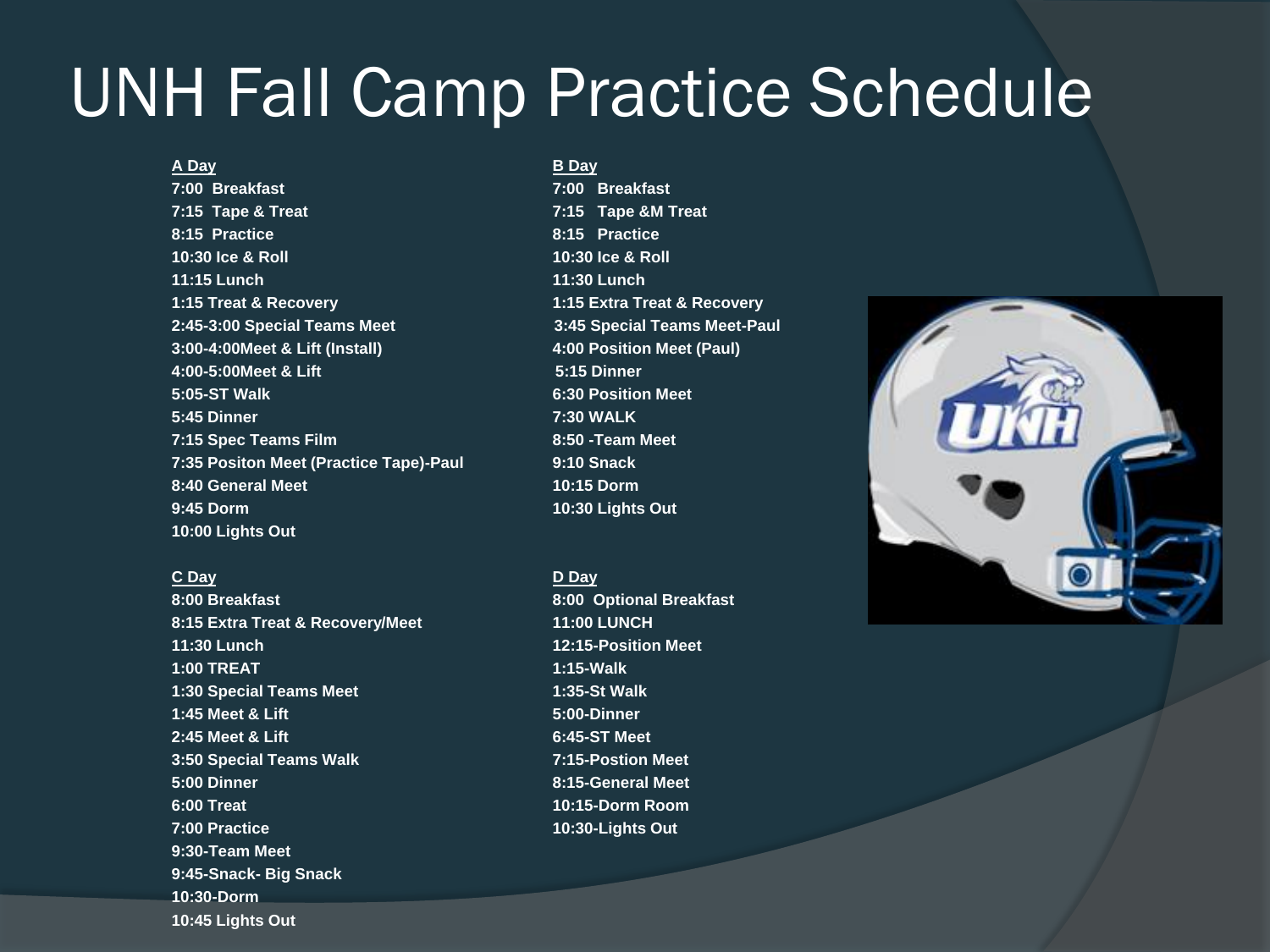# UNH Fall Camp Practice Schedule

**A Day**

**7:00 Breakfast**
**7:15 Tape & Treat**
**8:15 Practice**
**10:30 Ice & Roll**
**11:15 Lunch**
**1:15 Treat & Recovery**
**2:45-3:00 Special Teams Meet**
**3:00-4:00Meet & Lift (Install)**
**4:00-5:00Meet & Lift**
**5:05-ST Walk**
**5:45 Dinner**
**7:15 Spec Teams Film**
**7:35 Positon Meet (Practice Tape)-Paul**
**8:40 General Meet**
**9:45 Dorm**
**10:00 Lights Out**

**B Day**

**7:00 Breakfast**
**7:15 Tape &M Treat**
**8:15 Practice**
**10:30 Ice & Roll**
**11:30 Lunch**
**1:15 Extra Treat & Recovery**
**3:45 Special Teams Meet-Paul**
**4:00 Position Meet (Paul)**
**5:15 Dinner**
**6:30 Position Meet**
**7:30 WALK**
**8:50 -Team Meet**
**9:10 Snack**
**10:15 Dorm**
**10:30 Lights Out**

**C Day**

**8:00 Breakfast**
**8:15 Extra Treat & Recovery/Meet**
**11:30 Lunch**
**1:00 TREAT**
**1:30 Special Teams Meet**
**1:45 Meet & Lift**
**2:45 Meet & Lift**
**3:50 Special Teams Walk**
**5:00 Dinner**
**6:00 Treat**
**7:00 Practice**
**9:30-Team Meet**
**9:45-Snack- Big Snack**
**10:30-Dorm**
**10:45 Lights Out**

**D Day**

**8:00 Optional Breakfast**
**11:00 LUNCH**
**12:15-Position Meet**
**1:15-Walk**
**1:35-St Walk**
**5:00-Dinner**
**6:45-ST Meet**
**7:15-Postion Meet**
**8:15-General Meet**
**10:15-Dorm Room**
**10:30-Lights Out**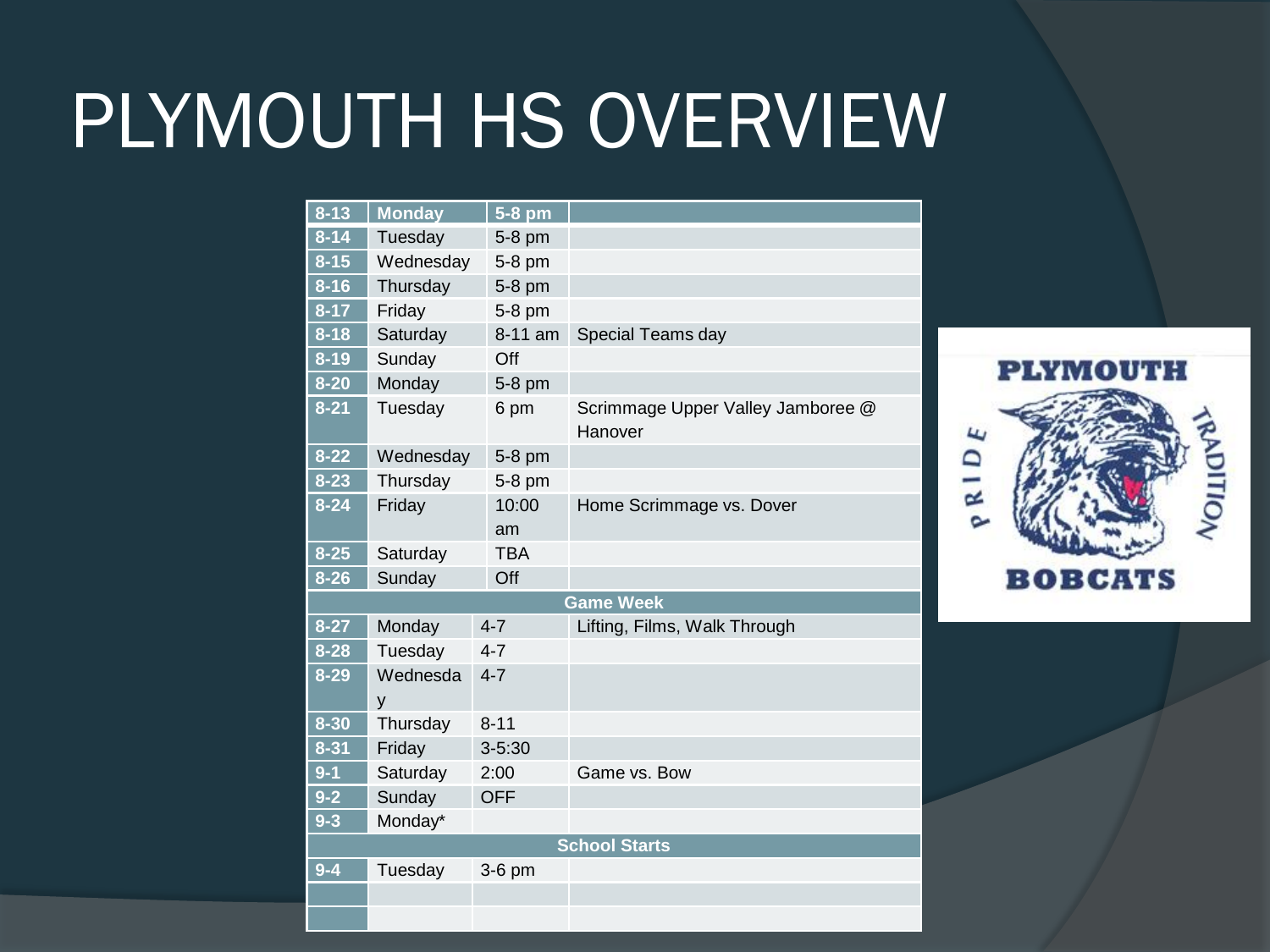# PLYMOUTH HS OVERVIEW

| 8-13 | Monday | 5-8 pm | |
|---|---|---|---|
| 8-14 | Tuesday | 5-8 pm | |
| 8-15 | Wednesday | 5-8 pm | |
| 8-16 | Thursday | 5-8 pm | |
| 8-17 | Friday | 5-8 pm | |
| 8-18 | Saturday | 8-11 am | Special Teams day |
| 8-19 | Sunday | Off | |
| 8-20 | Monday | 5-8 pm | |
| 8-21 | Tuesday | 6 pm | Scrimmage Upper Valley Jamboree @ Hanover |
| 8-22 | Wednesday | 5-8 pm | |
| 8-23 | Thursday | 5-8 pm | |
| 8-24 | Friday | 10:00 am | Home Scrimmage vs. Dover |
| 8-25 | Saturday | TBA | |
| 8-26 | Sunday | Off | |
| **Game Week** | | | |
| 8-27 | Monday | 4-7 | Lifting, Films, Walk Through |
| 8-28 | Tuesday | 4-7 | |
| 8-29 | Wednesday | 4-7 | |
| 8-30 | Thursday | 8-11 | |
| 8-31 | Friday | 3-5:30 | |
| 9-1 | Saturday | 2:00 | Game vs. Bow |
| 9-2 | Sunday | OFF | |
| 9-3 | Monday* | | |
| **School Starts** | | | |
| 9-4 | Tuesday | 3-6 pm | |
| | | | |
| | | | |

PLYMOUTH

PRIDE TRADITION

BOBCATS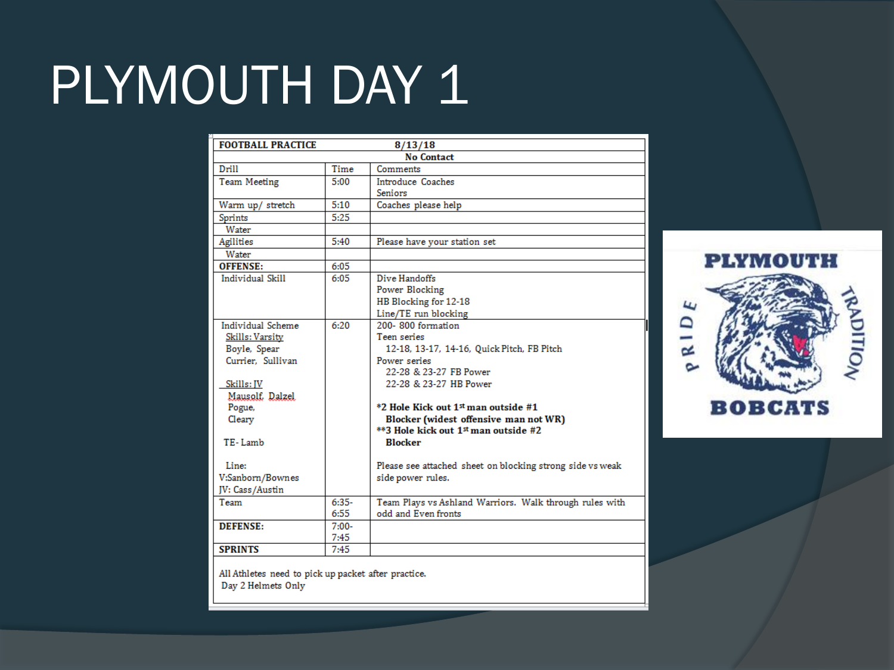# PLYMOUTH DAY 1

| FOOTBALL PRACTICE | 8/13/18 | |
|---|---|---|
| | No Contact | |
| Drill | Time | Comments |
| Team Meeting | 5:00 | Introduce Coaches<br>Seniors |
| Warm up/ stretch | 5:10 | Coaches please help |
| Sprints | 5:25 | |
| Water | | |
| Agilities | 5:40 | Please have your station set |
| Water | | |
| **OFFENSE:** | 6:05 | |
| Individual Skill | 6:05 | Dive Handoffs<br>Power Blocking<br>HB Blocking for 12-18<br>Line/TE run blocking |
| Individual Scheme<br>Skills: Varsity<br>Boyle, Spear<br>Currier, Sullivan<br><br>Skills: JV<br>Mausolf, Dalzel<br>Pogue,<br>Cleary<br><br>TE- Lamb<br><br>Line:<br>V:Sanborn/Bownes<br>JV: Cass/Austin | 6:20 | 200- 800 formation<br>Teen series<br>12-18, 13-17, 14-16, Quick Pitch, FB Pitch<br>Power series<br>22-28 & 23-27 FB Power<br>22-28 & 23-27 HB Power<br><br>**\*2 Hole Kick out 1st man outside #1 Blocker (widest offensive man not WR)**<br>**\*\*3 Hole kick out 1st man outside #2 Blocker**<br><br>Please see attached sheet on blocking strong side vs weak side power rules. |
| Team | 6:35-6:55 | Team Plays vs Ashland Warriors. Walk through rules with odd and Even fronts |
| **DEFENSE:** | 7:00-7:45 | |
| **SPRINTS** | 7:45 | |

All Athletes need to pick up packet after practice.
Day 2 Helmets Only

PLYMOUTH PRIDE TRADITION BOBCATS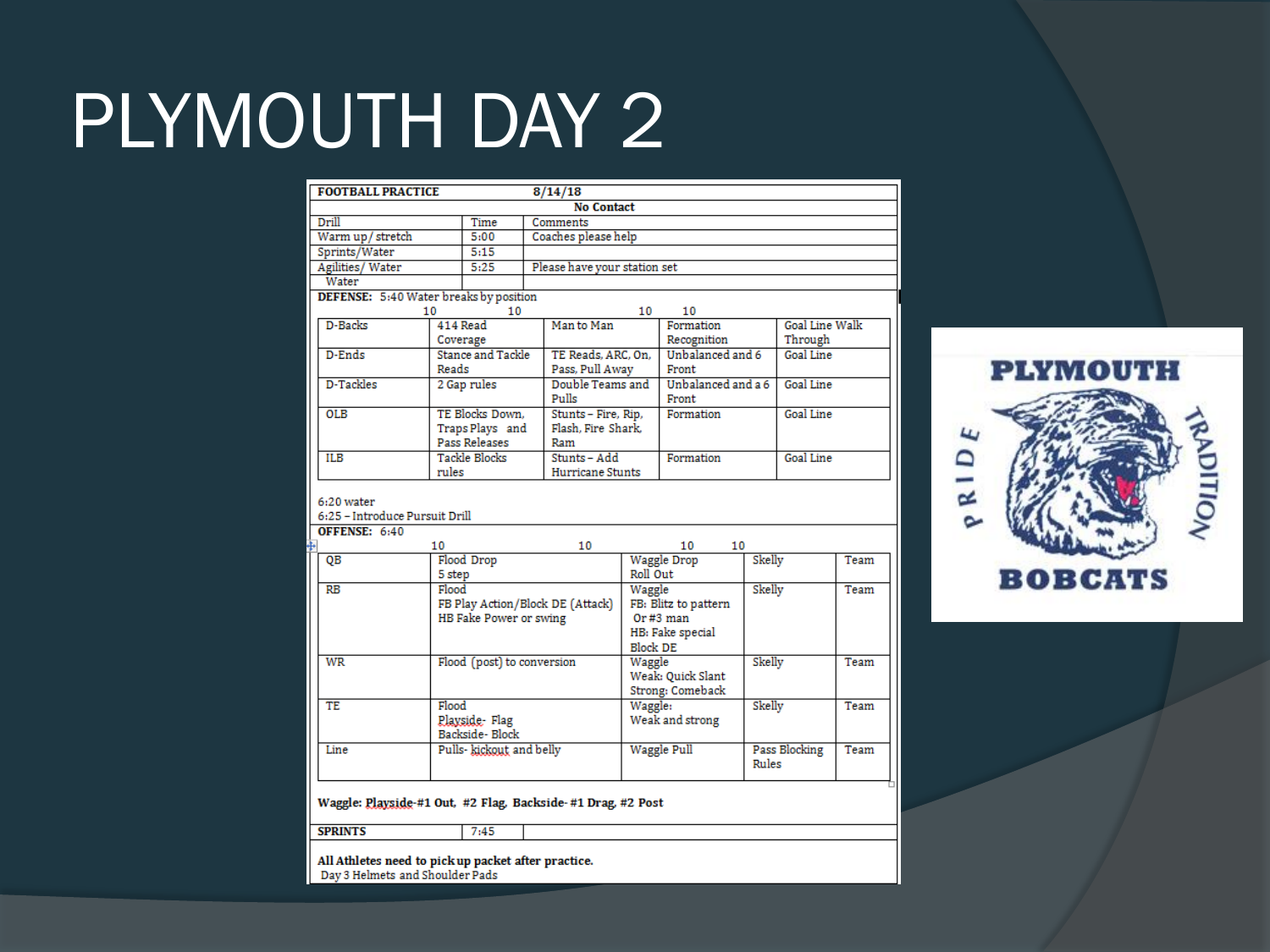# PLYMOUTH DAY 2

**FOOTBALL PRACTICE** 8/14/18

**No Contact**

| Drill | Time | Comments |
|---|---|---|
| Warm up/ stretch | 5:00 | Coaches please help |
| Sprints/Water | 5:15 | |
| Agilities/ Water | 5:25 | Please have your station set |
| Water | | |

**DEFENSE:** 5:40 Water breaks by position

| | 10 | 10 | 10 | 10 |
|---|---|---|---|---|
| D-Backs | 414 Read Coverage | Man to Man | Formation Recognition | Goal Line Walk Through |
| D-Ends | Stance and Tackle Reads | TE Reads, ARC, On, Pass, Pull Away | Unbalanced and 6 Front | Goal Line |
| D-Tackles | 2 Gap rules | Double Teams and Pulls | Unbalanced and a 6 Front | Goal Line |
| OLB | TE Blocks Down, Traps Plays and Pass Releases | Stunts – Fire, Rip, Flash, Fire Shark, Ram | Formation | Goal Line |
| ILB | Tackle Blocks rules | Stunts – Add Hurricane Stunts | Formation | Goal Line |

6:20 water

6:25 – Introduce Pursuit Drill

**OFFENSE:** 6:40

| | 10 | 10 | 10 | 10 |
|---|---|---|---|---|
| QB | Flood Drop 5 step | Waggle Drop Roll Out | Skelly | Team |
| RB | Flood FB Play Action/Block DE (Attack) HB Fake Power or swing | Waggle FB: Blitz to pattern Or #3 man HB: Fake special Block DE | Skelly | Team |
| WR | Flood (post) to conversion | Waggle Weak: Quick Slant Strong: Comeback | Skelly | Team |
| TE | Flood Playside- Flag Backside- Block | Waggle: Weak and strong | Skelly | Team |
| Line | Pulls- kickout and belly | Waggle Pull | Pass Blocking Rules | Team |

**Waggle: Playside-#1 Out, #2 Flag, Backside- #1 Drag, #2 Post**

| **SPRINTS** | 7:45 |
|---|---|

**All Athletes need to pick up packet after practice.**

Day 3 Helmets and Shoulder Pads

PLYMOUTH PRIDE TRADITION BOBCATS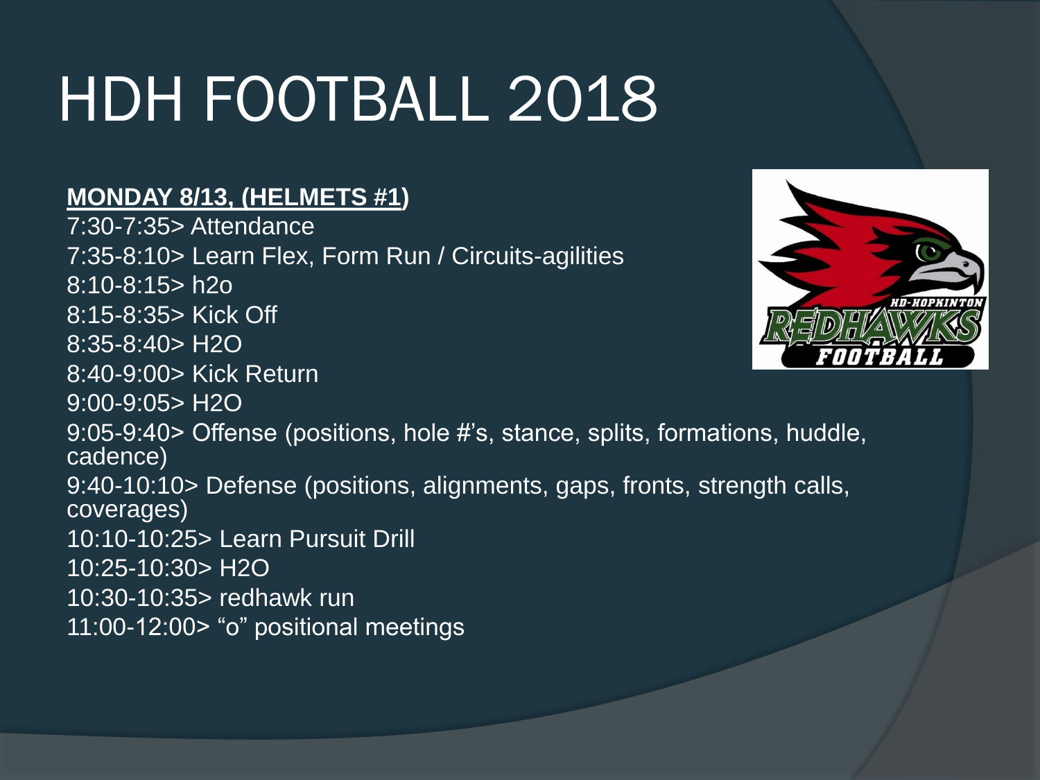# HDH FOOTBALL 2018

**MONDAY 8/13, (HELMETS #1)**

7:30-7:35> Attendance
7:35-8:10> Learn Flex, Form Run / Circuits-agilities
8:10-8:15> h2o
8:15-8:35> Kick Off
8:35-8:40> H2O
8:40-9:00> Kick Return
9:00-9:05> H2O
9:05-9:40> Offense (positions, hole #'s, stance, splits, formations, huddle, cadence)
9:40-10:10> Defense (positions, alignments, gaps, fronts, strength calls, coverages)
10:10-10:25> Learn Pursuit Drill
10:25-10:30> H2O
10:30-10:35> redhawk run
11:00-12:00> "o" positional meetings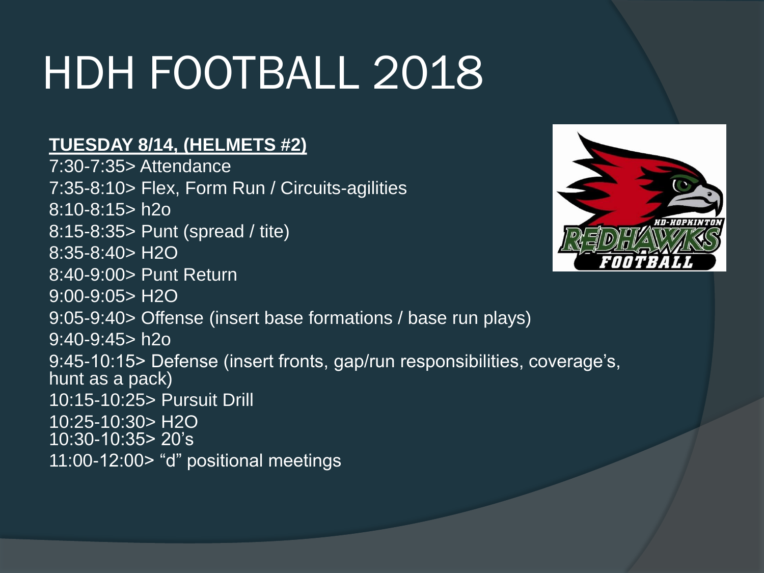# HDH FOOTBALL 2018

**TUESDAY 8/14, (HELMETS #2)**

7:30-7:35> Attendance
7:35-8:10> Flex, Form Run / Circuits-agilities
8:10-8:15> h2o
8:15-8:35> Punt (spread / tite)
8:35-8:40> H2O
8:40-9:00> Punt Return
9:00-9:05> H2O
9:05-9:40> Offense (insert base formations / base run plays)
9:40-9:45> h2o
9:45-10:15> Defense (insert fronts, gap/run responsibilities, coverage's, hunt as a pack)
10:15-10:25> Pursuit Drill
10:25-10:30> H2O
10:30-10:35> 20's
11:00-12:00> "d" positional meetings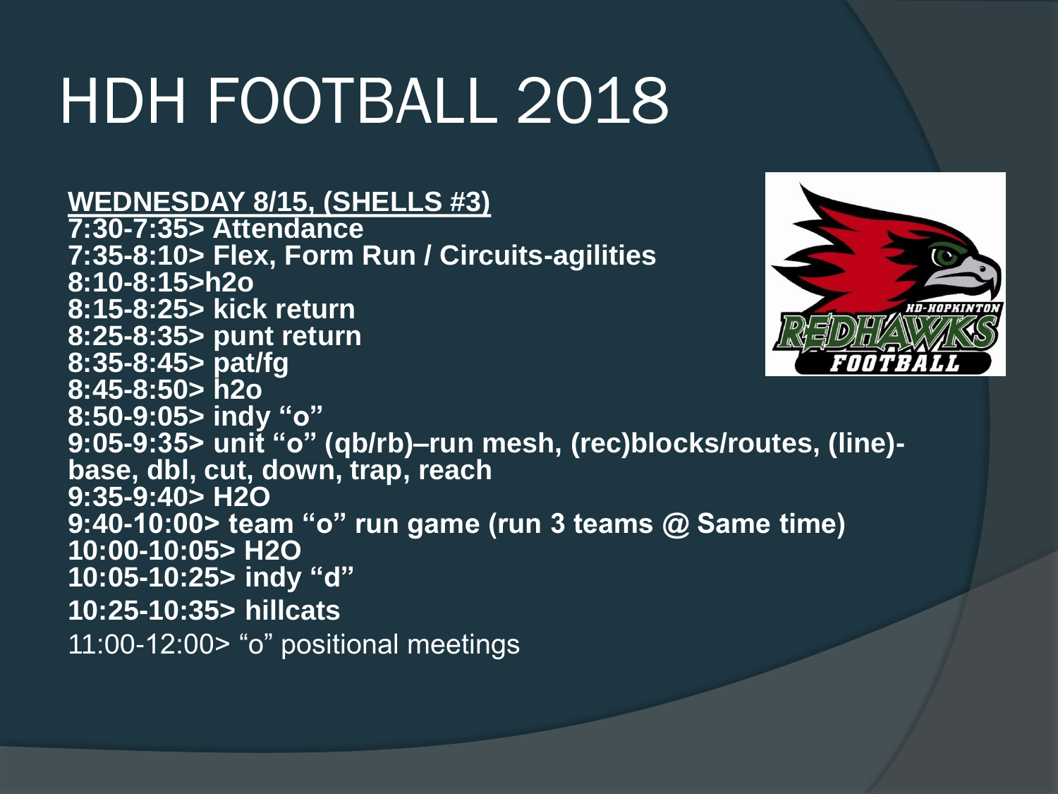# HDH FOOTBALL 2018

**WEDNESDAY 8/15, (SHELLS #3)**

**7:30-7:35> Attendance**
**7:35-8:10> Flex, Form Run / Circuits-agilities**
**8:10-8:15>h2o**
**8:15-8:25> kick return**
**8:25-8:35> punt return**
**8:35-8:45> pat/fg**
**8:45-8:50> h2o**
**8:50-9:05> indy "o"**
**9:05-9:35> unit "o" (qb/rb)–run mesh, (rec)blocks/routes, (line)-base, dbl, cut, down, trap, reach**
**9:35-9:40> H2O**
**9:40-10:00> team "o" run game (run 3 teams @ Same time)**
**10:00-10:05> H2O**
**10:05-10:25> indy "d"**
**10:25-10:35> hillcats**
11:00-12:00> "o" positional meetings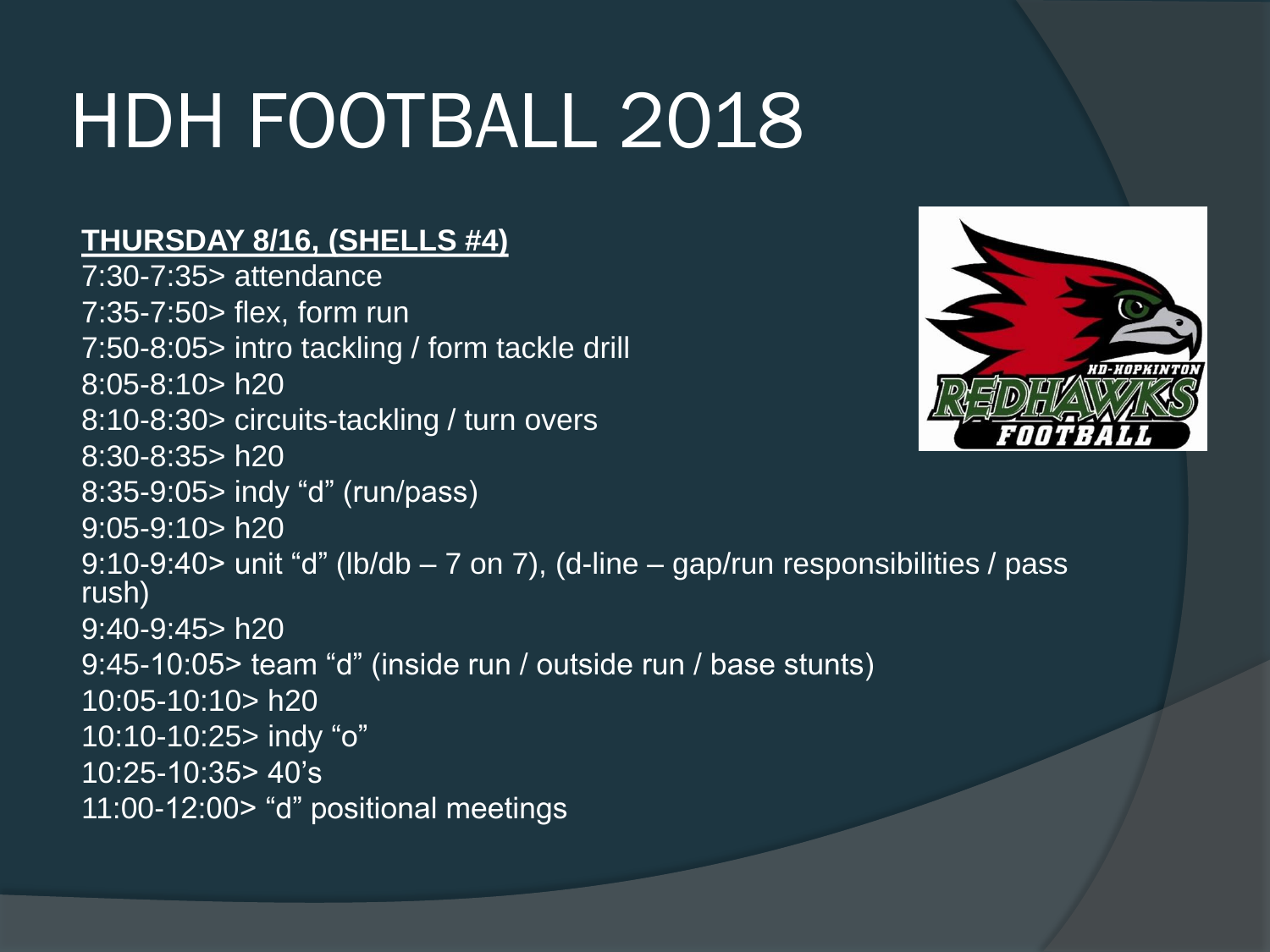# HDH FOOTBALL 2018

**THURSDAY 8/16, (SHELLS #4)**

7:30-7:35> attendance
7:35-7:50> flex, form run
7:50-8:05> intro tackling / form tackle drill
8:05-8:10> h20
8:10-8:30> circuits-tackling / turn overs
8:30-8:35> h20
8:35-9:05> indy “d” (run/pass)
9:05-9:10> h20
9:10-9:40> unit “d” (lb/db – 7 on 7), (d-line – gap/run responsibilities / pass rush)
9:40-9:45> h20
9:45-10:05> team “d” (inside run / outside run / base stunts)
10:05-10:10> h20
10:10-10:25> indy “o”
10:25-10:35> 40’s
11:00-12:00> “d” positional meetings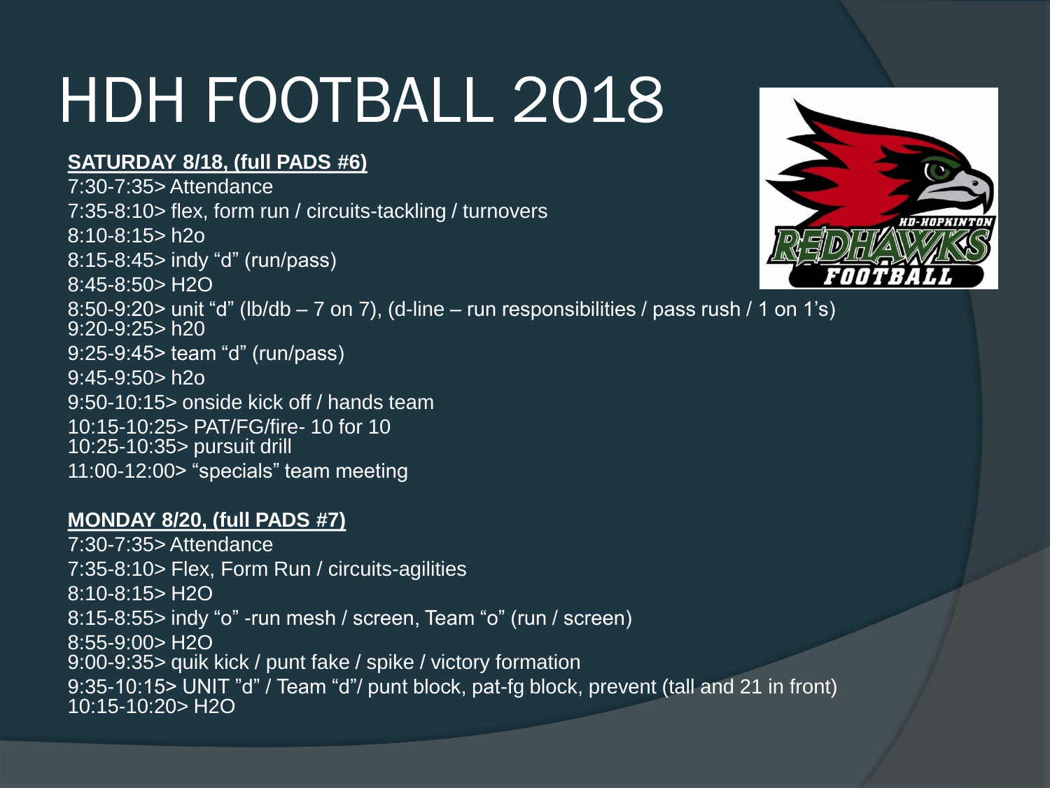# HDH FOOTBALL 2018

**SATURDAY 8/18, (full PADS #6)**

7:30-7:35> Attendance
7:35-8:10> flex, form run / circuits-tackling / turnovers
8:10-8:15> h2o
8:15-8:45> indy "d" (run/pass)
8:45-8:50> H2O
8:50-9:20> unit "d" (lb/db – 7 on 7), (d-line – run responsibilities / pass rush / 1 on 1's)
9:20-9:25> h20
9:25-9:45> team "d" (run/pass)
9:45-9:50> h2o
9:50-10:15> onside kick off / hands team
10:15-10:25> PAT/FG/fire- 10 for 10
10:25-10:35> pursuit drill
11:00-12:00> "specials" team meeting

**MONDAY 8/20, (full PADS #7)**

7:30-7:35> Attendance
7:35-8:10> Flex, Form Run / circuits-agilities
8:10-8:15> H2O
8:15-8:55> indy "o" -run mesh / screen, Team "o" (run / screen)
8:55-9:00> H2O
9:00-9:35> quik kick / punt fake / spike / victory formation
9:35-10:15> UNIT "d" / Team "d"/ punt block, pat-fg block, prevent (tall and 21 in front)
10:15-10:20> H2O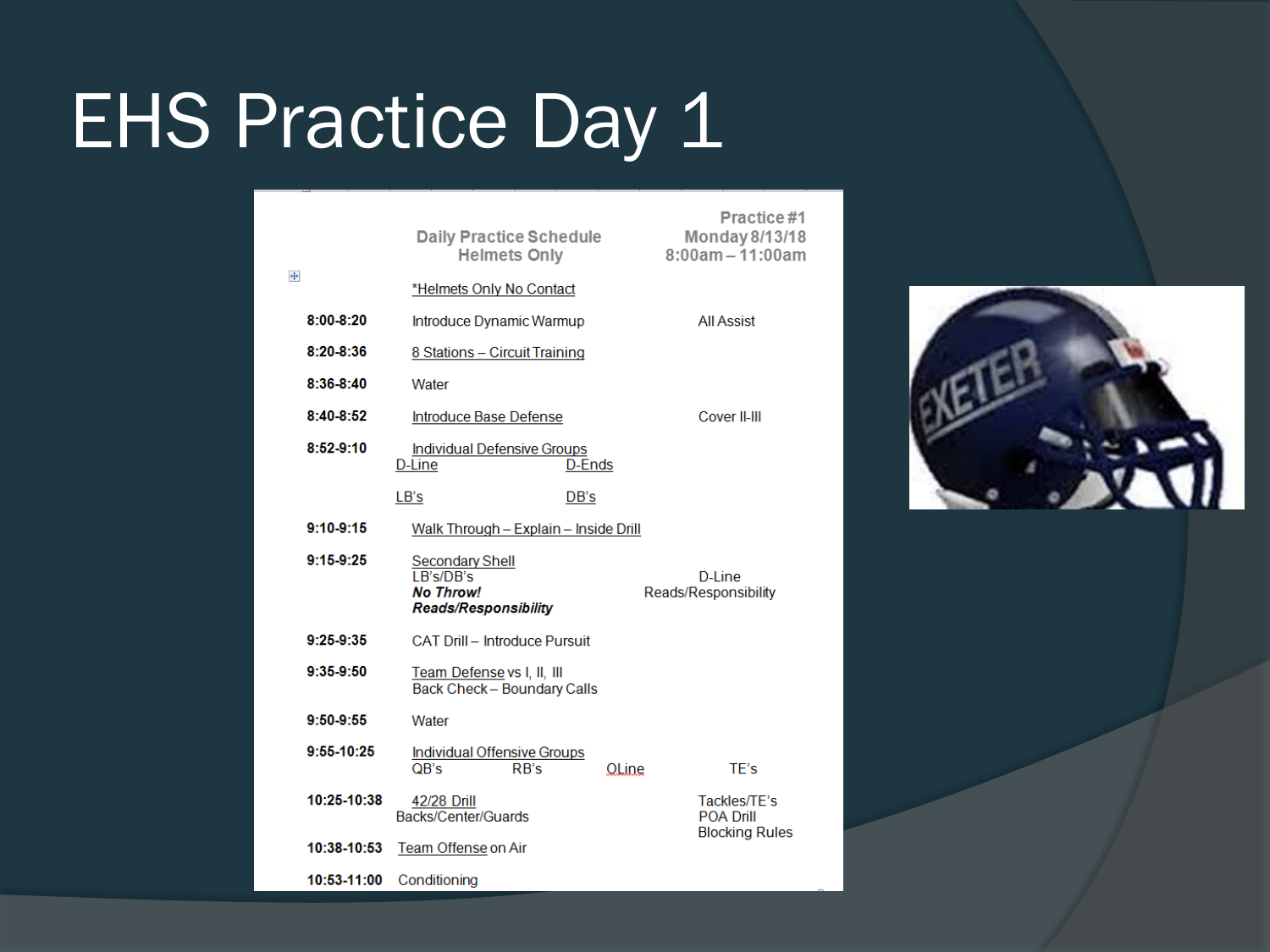# EHS Practice Day 1

**Daily Practice Schedule**
**Helmets Only**

**Practice #1**
**Monday 8/13/18**
**8:00am – 11:00am**

*Helmets Only No Contact

| Time | Activity | Notes |
|---|---|---|
| **8:00-8:20** | Introduce Dynamic Warmup | All Assist |
| **8:20-8:36** | 8 Stations – Circuit Training | |
| **8:36-8:40** | Water | |
| **8:40-8:52** | Introduce Base Defense | Cover II-III |
| **8:52-9:10** | Individual Defensive Groups<br>D-Line, D-Ends<br>LB's, DB's | |
| **9:10-9:15** | Walk Through – Explain – Inside Drill | |
| **9:15-9:25** | Secondary Shell<br>LB's/DB's<br>***No Throw!***<br>***Reads/Responsibility*** | D-Line<br>Reads/Responsibility |
| **9:25-9:35** | CAT Drill – Introduce Pursuit | |
| **9:35-9:50** | Team Defense vs I, II, III<br>Back Check – Boundary Calls | |
| **9:50-9:55** | Water | |
| **9:55-10:25** | Individual Offensive Groups<br>QB's, RB's, OLine, TE's | |
| **10:25-10:38** | 42/28 Drill<br>Backs/Center/Guards | Tackles/TE's<br>POA Drill<br>Blocking Rules |
| **10:38-10:53** | Team Offense on Air | |
| **10:53-11:00** | Conditioning | |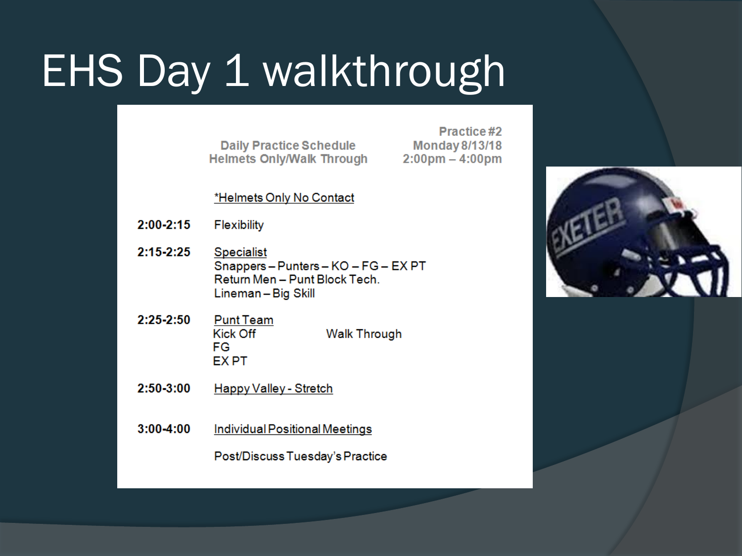# EHS Day 1 walkthrough

**Daily Practice Schedule**
**Helmets Only/Walk Through**

**Practice #2**
**Monday 8/13/18**
**2:00pm – 4:00pm**

*Helmets Only No Contact

**2:00-2:15** Flexibility

**2:15-2:25** Specialist
Snappers – Punters – KO – FG – EX PT
Return Men – Punt Block Tech.
Lineman – Big Skill

**2:25-2:50** Punt Team
Kick Off — Walk Through
FG
EX PT

**2:50-3:00** Happy Valley - Stretch

**3:00-4:00** Individual Positional Meetings

Post/Discuss Tuesday's Practice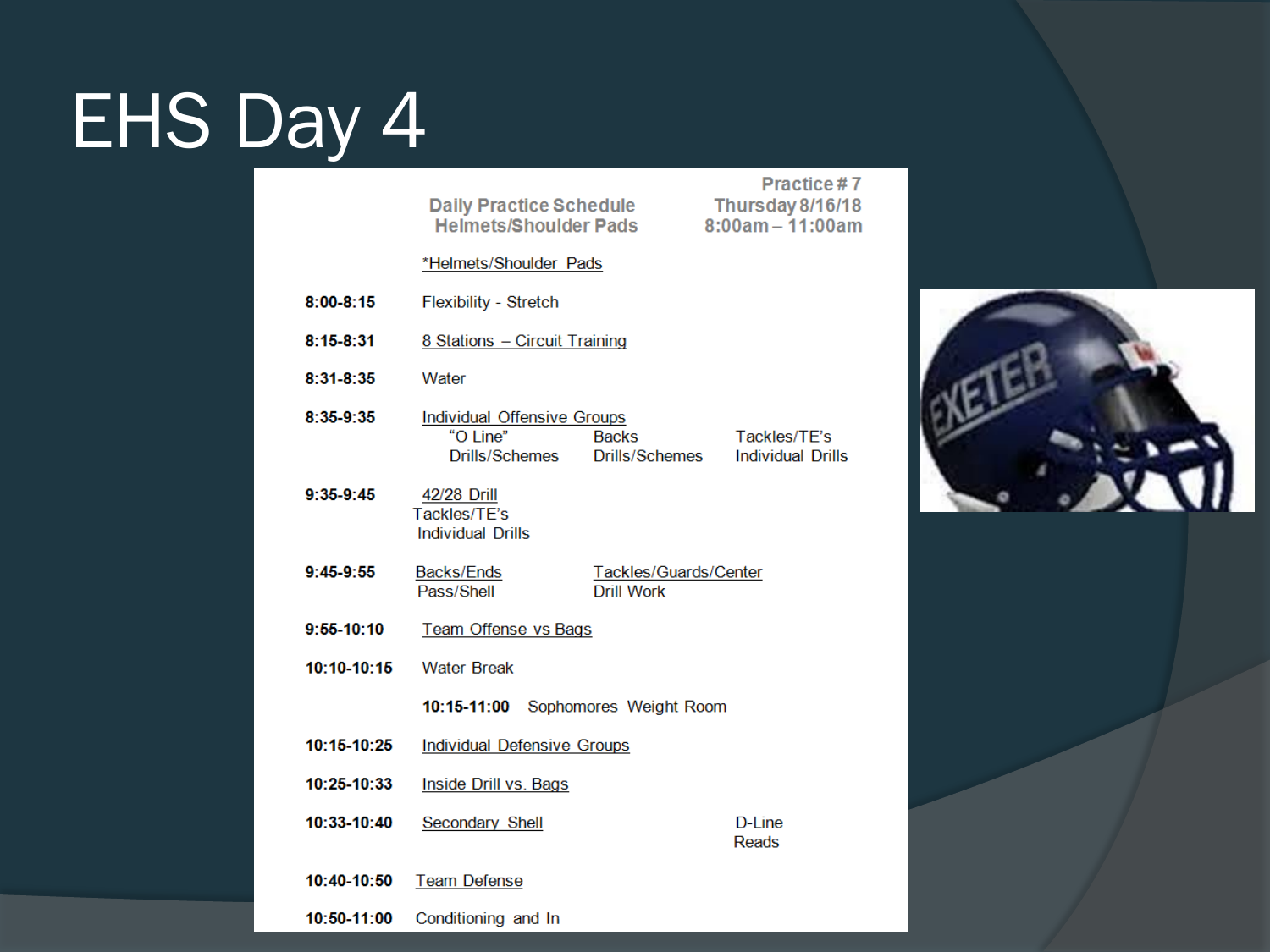# EHS Day 4

**Daily Practice Schedule**
**Helmets/Shoulder Pads**

**Practice # 7**
**Thursday 8/16/18**
**8:00am – 11:00am**

*Helmets/Shoulder Pads

| Time | Activity | | |
|---|---|---|---|
| **8:00-8:15** | Flexibility - Stretch | | |
| **8:15-8:31** | 8 Stations – Circuit Training | | |
| **8:31-8:35** | Water | | |
| **8:35-9:35** | Individual Offensive Groups<br>"O Line" Drills/Schemes | Backs Drills/Schemes | Tackles/TE's Individual Drills |
| **9:35-9:45** | 42/28 Drill<br>Tackles/TE's Individual Drills | | |
| **9:45-9:55** | Backs/Ends Pass/Shell | Tackles/Guards/Center Drill Work | |
| **9:55-10:10** | Team Offense vs Bags | | |
| **10:10-10:15** | Water Break | | |
| | **10:15-11:00** Sophomores Weight Room | | |
| **10:15-10:25** | Individual Defensive Groups | | |
| **10:25-10:33** | Inside Drill vs. Bags | | |
| **10:33-10:40** | Secondary Shell | | D-Line Reads |
| **10:40-10:50** | Team Defense | | |
| **10:50-11:00** | Conditioning and In | | |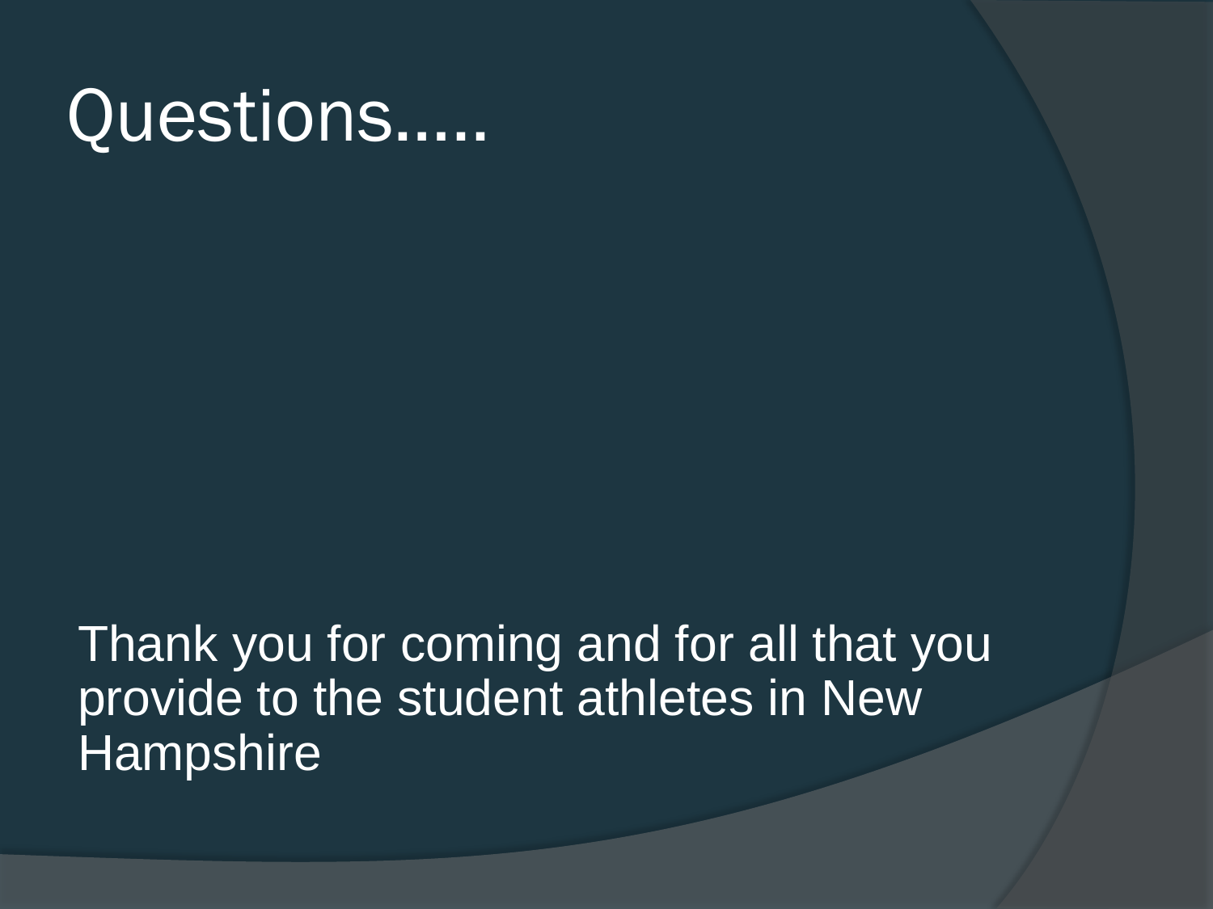# Questions…..

Thank you for coming and for all that you provide to the student athletes in New Hampshire